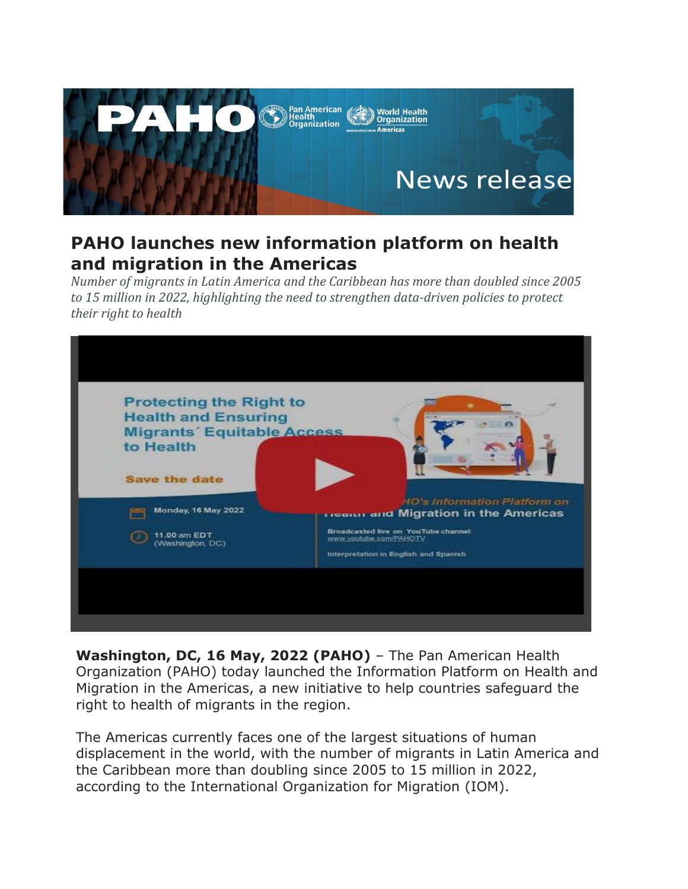# PAHO launches new information platform on health and migration in the Americas

*Number of migrants in Latin America and the Caribbean has more than doubled since 2005 to 15 million in 2022, highlighting the need to strengthen data-driven policies to protect their right to health*

**Washington, DC, 16 May, 2022 (PAHO)** – The Pan American Health Organization (PAHO) today launched the Information Platform on Health and Migration in the Americas, a new initiative to help countries safeguard the right to health of migrants in the region.

The Americas currently faces one of the largest situations of human displacement in the world, with the number of migrants in Latin America and the Caribbean more than doubling since 2005 to 15 million in 2022, according to the International Organization for Migration (IOM).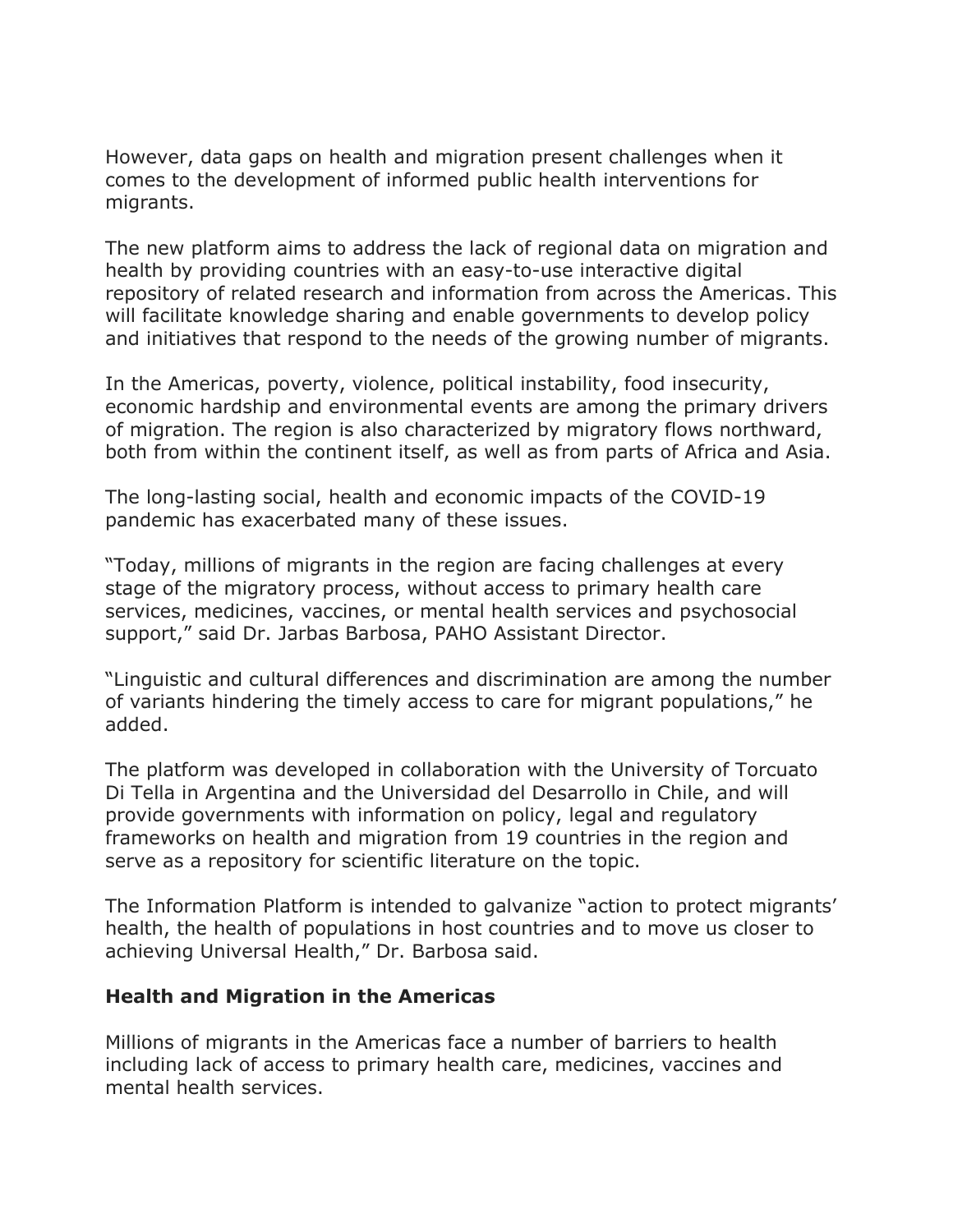However, data gaps on health and migration present challenges when it comes to the development of informed public health interventions for migrants.

The new platform aims to address the lack of regional data on migration and health by providing countries with an easy-to-use interactive digital repository of related research and information from across the Americas. This will facilitate knowledge sharing and enable governments to develop policy and initiatives that respond to the needs of the growing number of migrants.

In the Americas, poverty, violence, political instability, food insecurity, economic hardship and environmental events are among the primary drivers of migration. The region is also characterized by migratory flows northward, both from within the continent itself, as well as from parts of Africa and Asia.

The long-lasting social, health and economic impacts of the COVID-19 pandemic has exacerbated many of these issues.

"Today, millions of migrants in the region are facing challenges at every stage of the migratory process, without access to primary health care services, medicines, vaccines, or mental health services and psychosocial support," said Dr. Jarbas Barbosa, PAHO Assistant Director.

"Linguistic and cultural differences and discrimination are among the number of variants hindering the timely access to care for migrant populations," he added.

The platform was developed in collaboration with the University of Torcuato Di Tella in Argentina and the Universidad del Desarrollo in Chile, and will provide governments with information on policy, legal and regulatory frameworks on health and migration from 19 countries in the region and serve as a repository for scientific literature on the topic.

The Information Platform is intended to galvanize "action to protect migrants' health, the health of populations in host countries and to move us closer to achieving Universal Health," Dr. Barbosa said.

## Health and Migration in the Americas

Millions of migrants in the Americas face a number of barriers to health including lack of access to primary health care, medicines, vaccines and mental health services.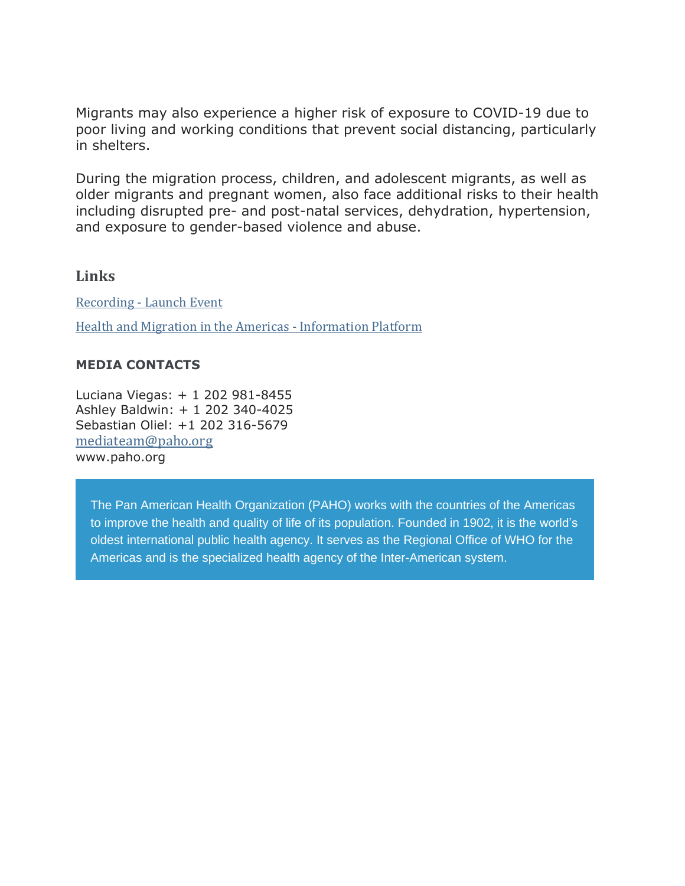Migrants may also experience a higher risk of exposure to COVID-19 due to poor living and working conditions that prevent social distancing, particularly in shelters.

During the migration process, children, and adolescent migrants, as well as older migrants and pregnant women, also face additional risks to their health including disrupted pre- and post-natal services, dehydration, hypertension, and exposure to gender-based violence and abuse.

## Links

Recording - Launch Event

Health and Migration in the Americas - Information Platform

**MEDIA CONTACTS**

Luciana Viegas: + 1 202 981-8455
Ashley Baldwin: + 1 202 340-4025
Sebastian Oliel: +1 202 316-5679
mediateam@paho.org
www.paho.org

The Pan American Health Organization (PAHO) works with the countries of the Americas to improve the health and quality of life of its population. Founded in 1902, it is the world's oldest international public health agency. It serves as the Regional Office of WHO for the Americas and is the specialized health agency of the Inter-American system.